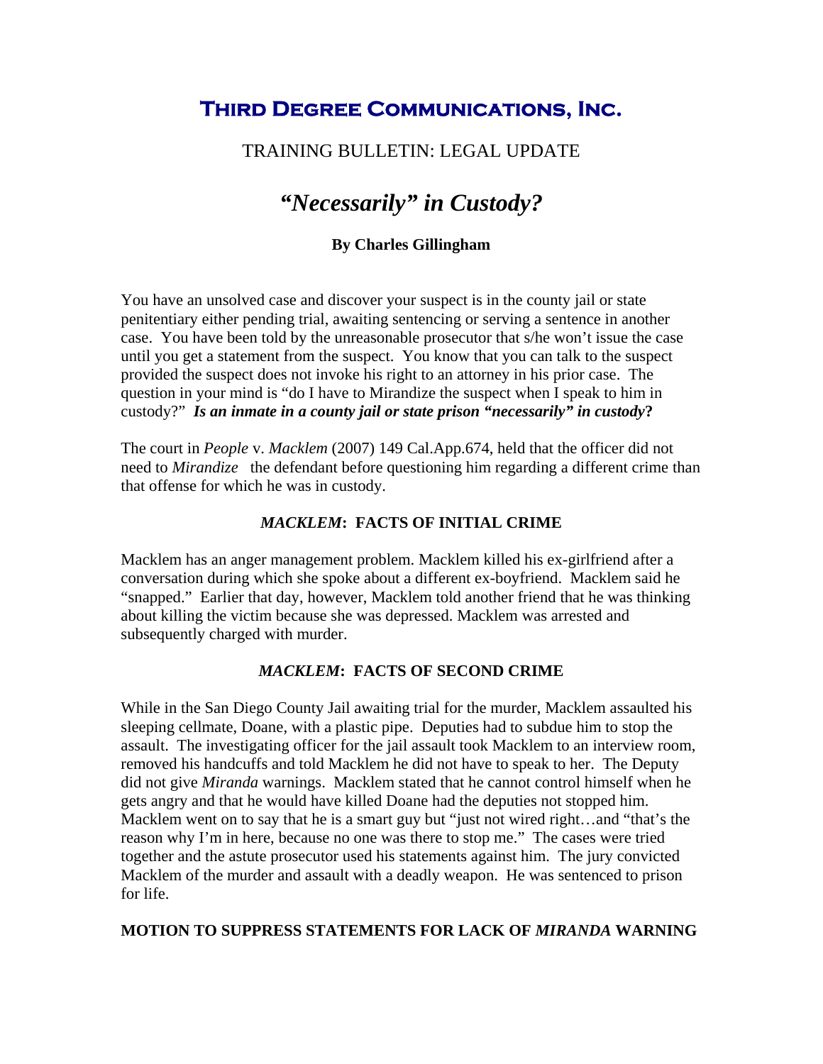# **Third Degree Communications, Inc.**

TRAINING BULLETIN: LEGAL UPDATE

## ***"Necessarily" in Custody?***

**By Charles Gillingham**

You have an unsolved case and discover your suspect is in the county jail or state penitentiary either pending trial, awaiting sentencing or serving a sentence in another case. You have been told by the unreasonable prosecutor that s/he won't issue the case until you get a statement from the suspect. You know that you can talk to the suspect provided the suspect does not invoke his right to an attorney in his prior case. The question in your mind is "do I have to Mirandize the suspect when I speak to him in custody?" ***Is an inmate in a county jail or state prison "necessarily" in custody*?**

The court in *People* v. *Macklem* (2007) 149 Cal.App.674, held that the officer did not need to *Mirandize* the defendant before questioning him regarding a different crime than that offense for which he was in custody.

### *MACKLEM*: FACTS OF INITIAL CRIME

Macklem has an anger management problem. Macklem killed his ex-girlfriend after a conversation during which she spoke about a different ex-boyfriend. Macklem said he "snapped." Earlier that day, however, Macklem told another friend that he was thinking about killing the victim because she was depressed. Macklem was arrested and subsequently charged with murder.

### *MACKLEM*: FACTS OF SECOND CRIME

While in the San Diego County Jail awaiting trial for the murder, Macklem assaulted his sleeping cellmate, Doane, with a plastic pipe. Deputies had to subdue him to stop the assault. The investigating officer for the jail assault took Macklem to an interview room, removed his handcuffs and told Macklem he did not have to speak to her. The Deputy did not give *Miranda* warnings. Macklem stated that he cannot control himself when he gets angry and that he would have killed Doane had the deputies not stopped him. Macklem went on to say that he is a smart guy but "just not wired right…and "that's the reason why I'm in here, because no one was there to stop me." The cases were tried together and the astute prosecutor used his statements against him. The jury convicted Macklem of the murder and assault with a deadly weapon. He was sentenced to prison for life.

### MOTION TO SUPPRESS STATEMENTS FOR LACK OF *MIRANDA* WARNING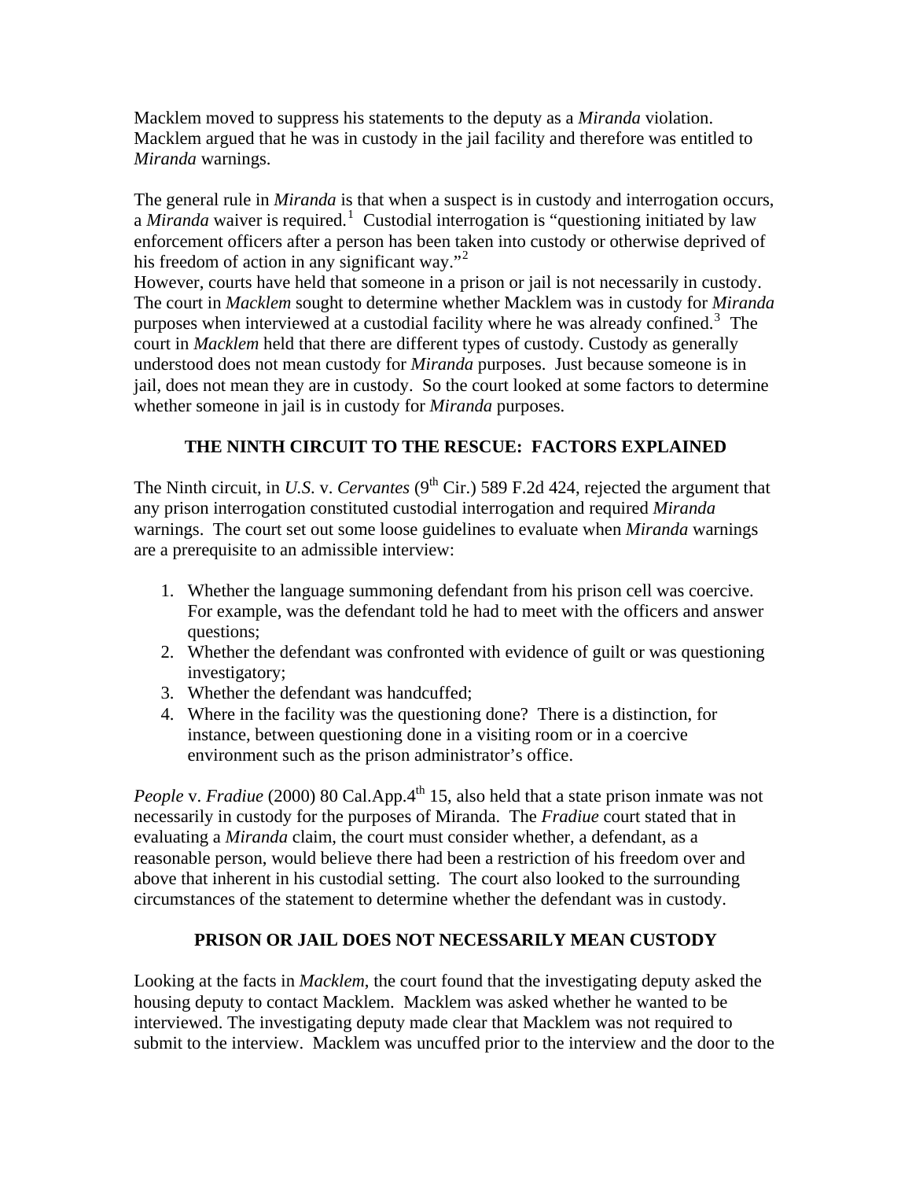Macklem moved to suppress his statements to the deputy as a *Miranda* violation. Macklem argued that he was in custody in the jail facility and therefore was entitled to *Miranda* warnings.

The general rule in *Miranda* is that when a suspect is in custody and interrogation occurs, a *Miranda* waiver is required.[1] Custodial interrogation is "questioning initiated by law enforcement officers after a person has been taken into custody or otherwise deprived of his freedom of action in any significant way."[2]
However, courts have held that someone in a prison or jail is not necessarily in custody. The court in *Macklem* sought to determine whether Macklem was in custody for *Miranda* purposes when interviewed at a custodial facility where he was already confined.[3] The court in *Macklem* held that there are different types of custody. Custody as generally understood does not mean custody for *Miranda* purposes. Just because someone is in jail, does not mean they are in custody. So the court looked at some factors to determine whether someone in jail is in custody for *Miranda* purposes.

## THE NINTH CIRCUIT TO THE RESCUE: FACTORS EXPLAINED

The Ninth circuit, in *U.S.* v. *Cervantes* (9th Cir.) 589 F.2d 424, rejected the argument that any prison interrogation constituted custodial interrogation and required *Miranda* warnings. The court set out some loose guidelines to evaluate when *Miranda* warnings are a prerequisite to an admissible interview:

1. Whether the language summoning defendant from his prison cell was coercive. For example, was the defendant told he had to meet with the officers and answer questions;
2. Whether the defendant was confronted with evidence of guilt or was questioning investigatory;
3. Whether the defendant was handcuffed;
4. Where in the facility was the questioning done? There is a distinction, for instance, between questioning done in a visiting room or in a coercive environment such as the prison administrator's office.

*People* v. *Fradiue* (2000) 80 Cal.App.4th 15, also held that a state prison inmate was not necessarily in custody for the purposes of Miranda. The *Fradiue* court stated that in evaluating a *Miranda* claim, the court must consider whether, a defendant, as a reasonable person, would believe there had been a restriction of his freedom over and above that inherent in his custodial setting. The court also looked to the surrounding circumstances of the statement to determine whether the defendant was in custody.

## PRISON OR JAIL DOES NOT NECESSARILY MEAN CUSTODY

Looking at the facts in *Macklem*, the court found that the investigating deputy asked the housing deputy to contact Macklem. Macklem was asked whether he wanted to be interviewed. The investigating deputy made clear that Macklem was not required to submit to the interview. Macklem was uncuffed prior to the interview and the door to the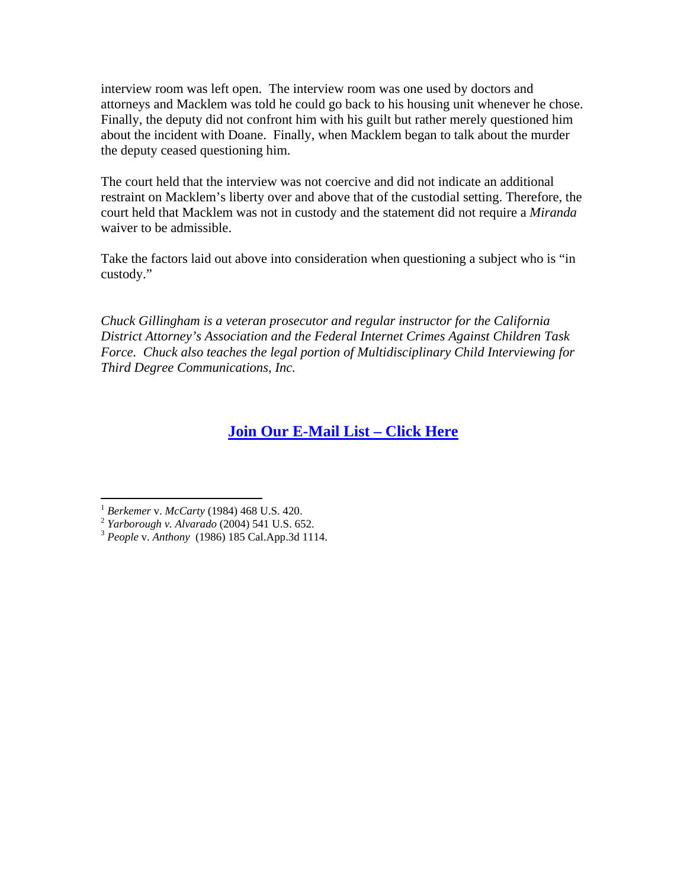interview room was left open. The interview room was one used by doctors and attorneys and Macklem was told he could go back to his housing unit whenever he chose. Finally, the deputy did not confront him with his guilt but rather merely questioned him about the incident with Doane. Finally, when Macklem began to talk about the murder the deputy ceased questioning him.

The court held that the interview was not coercive and did not indicate an additional restraint on Macklem's liberty over and above that of the custodial setting. Therefore, the court held that Macklem was not in custody and the statement did not require a *Miranda* waiver to be admissible.

Take the factors laid out above into consideration when questioning a subject who is "in custody."

*Chuck Gillingham is a veteran prosecutor and regular instructor for the California District Attorney's Association and the Federal Internet Crimes Against Children Task Force. Chuck also teaches the legal portion of Multidisciplinary Child Interviewing for Third Degree Communications, Inc.*

**Join Our E-Mail List – Click Here**

---

[1] *Berkemer* v. *McCarty* (1984) 468 U.S. 420.
[2] *Yarborough v. Alvarado* (2004) 541 U.S. 652.
[3] *People* v. *Anthony* (1986) 185 Cal.App.3d 1114.